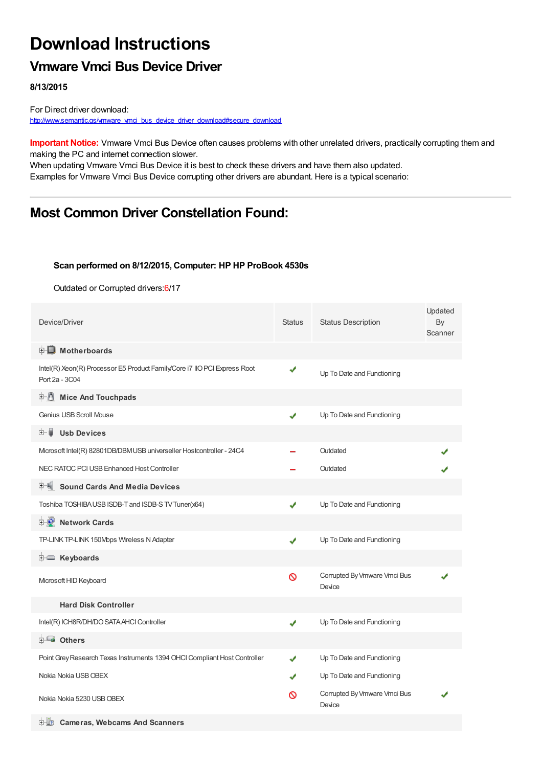# Download Instructions

## Vmware Vmci Bus Device Driver

**8/13/2015**

For Direct driver download:
http://www.semantic.gs/vmware_vmci_bus_device_driver_download#secure_download

**Important Notice:** Vmware Vmci Bus Device often causes problems with other unrelated drivers, practically corrupting them and making the PC and internet connection slower.
When updating Vmware Vmci Bus Device it is best to check these drivers and have them also updated.
Examples for Vmware Vmci Bus Device corrupting other drivers are abundant. Here is a typical scenario:

---

## Most Common Driver Constellation Found:

**Scan performed on 8/12/2015, Computer: HP HP ProBook 4530s**

Outdated or Corrupted drivers:6/17

| Device/Driver | Status | Status Description | Updated By Scanner |
|---|---|---|---|
| **Motherboards** | | | |
| Intel(R) Xeon(R) Processor E5 Product Family/Core i7 IIO PCI Express Root Port 2a - 3C04 | ✔ | Up To Date and Functioning | |
| **Mice And Touchpads** | | | |
| Genius USB Scroll Mouse | ✔ | Up To Date and Functioning | |
| **Usb Devices** | | | |
| Microsoft Intel(R) 82801DB/DBM USB universeller Hostcontroller - 24C4 | – | Outdated | ✔ |
| NEC RATOC PCI USB Enhanced Host Controller | – | Outdated | ✔ |
| **Sound Cards And Media Devices** | | | |
| Toshiba TOSHIBA USB ISDB-T and ISDB-S TV Tuner(x64) | ✔ | Up To Date and Functioning | |
| **Network Cards** | | | |
| TP-LINK TP-LINK 150Mbps Wireless N Adapter | ✔ | Up To Date and Functioning | |
| **Keyboards** | | | |
| Microsoft HID Keyboard | ⊘ | Corrupted By Vmware Vmci Bus Device | ✔ |
| **Hard Disk Controller** | | | |
| Intel(R) ICH8R/DH/DO SATA AHCI Controller | ✔ | Up To Date and Functioning | |
| **Others** | | | |
| Point Grey Research Texas Instruments 1394 OHCI Compliant Host Controller | ✔ | Up To Date and Functioning | |
| Nokia Nokia USB OBEX | ✔ | Up To Date and Functioning | |
| Nokia Nokia 5230 USB OBEX | ⊘ | Corrupted By Vmware Vmci Bus Device | ✔ |
| **Cameras, Webcams And Scanners** | | | |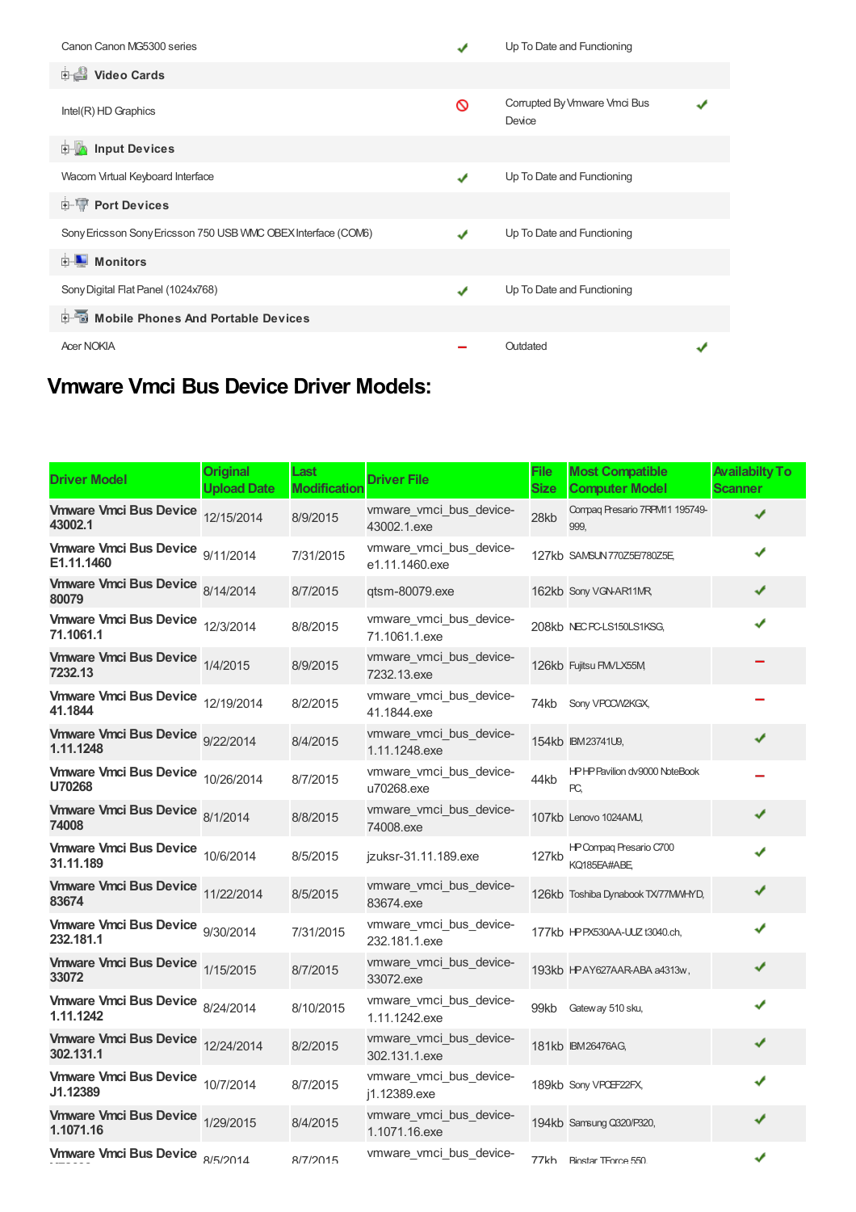| | | | |
|---|---|---|---|
| Canon Canon MG5300 series | ✔ | Up To Date and Functioning | |
| **Video Cards** | | | |
| Intel(R) HD Graphics | 🚫 | Corrupted By Vmware Vmci Bus Device | ✔ |
| **Input Devices** | | | |
| Wacom Virtual Keyboard Interface | ✔ | Up To Date and Functioning | |
| **Port Devices** | | | |
| Sony Ericsson Sony Ericsson 750 USB WMC OBEX Interface (COM6) | ✔ | Up To Date and Functioning | |
| **Monitors** | | | |
| Sony Digital Flat Panel (1024x768) | ✔ | Up To Date and Functioning | |
| **Mobile Phones And Portable Devices** | | | |
| Acer NOKIA | ➖ | Outdated | ✔ |

## Vmware Vmci Bus Device Driver Models:

| Driver Model | Original Upload Date | Last Modification | Driver File | File Size | Most Compatible Computer Model | Availabilty To Scanner |
|---|---|---|---|---|---|---|
| **Vmware Vmci Bus Device 43002.1** | 12/15/2014 | 8/9/2015 | vmware_vmci_bus_device-43002.1.exe | 28kb | Compaq Presario 7RPM11 195749-999, | ✔ |
| **Vmware Vmci Bus Device E1.11.1460** | 9/11/2014 | 7/31/2015 | vmware_vmci_bus_device-e1.11.1460.exe | 127kb | SAMSUN 770Z5E/780Z5E, | ✔ |
| **Vmware Vmci Bus Device 80079** | 8/14/2014 | 8/7/2015 | qtsm-80079.exe | 162kb | Sony VGN-AR11MR, | ✔ |
| **Vmware Vmci Bus Device 71.1061.1** | 12/3/2014 | 8/8/2015 | vmware_vmci_bus_device-71.1061.1.exe | 208kb | NEC PC-LS150LS1KSG, | ✔ |
| **Vmware Vmci Bus Device 7232.13** | 1/4/2015 | 8/9/2015 | vmware_vmci_bus_device-7232.13.exe | 126kb | Fujitsu FMVLX55M, | ➖ |
| **Vmware Vmci Bus Device 41.1844** | 12/19/2014 | 8/2/2015 | vmware_vmci_bus_device-41.1844.exe | 74kb | Sony VPCCW2KGX, | ➖ |
| **Vmware Vmci Bus Device 1.11.1248** | 9/22/2014 | 8/4/2015 | vmware_vmci_bus_device-1.11.1248.exe | 154kb | IBM 23741U9, | ✔ |
| **Vmware Vmci Bus Device U70268** | 10/26/2014 | 8/7/2015 | vmware_vmci_bus_device-u70268.exe | 44kb | HP HP Pavilion dv9000 NoteBook PC, | ➖ |
| **Vmware Vmci Bus Device 74008** | 8/1/2014 | 8/8/2015 | vmware_vmci_bus_device-74008.exe | 107kb | Lenovo 1024AMU, | ✔ |
| **Vmware Vmci Bus Device 31.11.189** | 10/6/2014 | 8/5/2015 | jzuksr-31.11.189.exe | 127kb | HP Compaq Presario C700 KQ185EA#ABE, | ✔ |
| **Vmware Vmci Bus Device 83674** | 11/22/2014 | 8/5/2015 | vmware_vmci_bus_device-83674.exe | 126kb | Toshiba Dynabook TX/77MWHYD, | ✔ |
| **Vmware Vmci Bus Device 232.181.1** | 9/30/2014 | 7/31/2015 | vmware_vmci_bus_device-232.181.1.exe | 177kb | HP PX530AA-UUZ t3040.ch, | ✔ |
| **Vmware Vmci Bus Device 33072** | 1/15/2015 | 8/7/2015 | vmware_vmci_bus_device-33072.exe | 193kb | HP AY627AAR-ABA a4313w, | ✔ |
| **Vmware Vmci Bus Device 1.11.1242** | 8/24/2014 | 8/10/2015 | vmware_vmci_bus_device-1.11.1242.exe | 99kb | Gateway 510 sku, | ✔ |
| **Vmware Vmci Bus Device 302.131.1** | 12/24/2014 | 8/2/2015 | vmware_vmci_bus_device-302.131.1.exe | 181kb | IBM 26476AG, | ✔ |
| **Vmware Vmci Bus Device J1.12389** | 10/7/2014 | 8/7/2015 | vmware_vmci_bus_device-j1.12389.exe | 189kb | Sony VPCEF22FX, | ✔ |
| **Vmware Vmci Bus Device 1.1071.16** | 1/29/2015 | 8/4/2015 | vmware_vmci_bus_device-1.1071.16.exe | 194kb | Samsung Q320/P320, | ✔ |
| **Vmware Vmci Bus Device** | 8/5/2014 | 8/7/2015 | vmware_vmci_bus_device- | 77kb | Biostar TForce 550 | ✔ |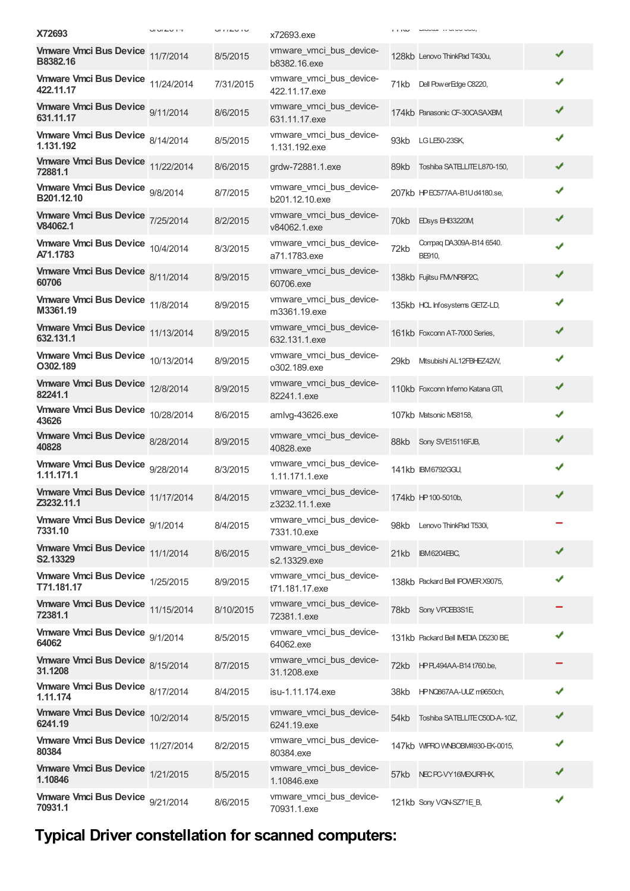| | | | | | | |
|---|---|---|---|---|---|---|
| X72693 | | | x72693.exe | | | |
| Vmware Vmci Bus Device B8382.16 | 11/7/2014 | 8/5/2015 | vmware_vmci_bus_device-b8382.16.exe | 128kb | Lenovo ThinkPad T430u, | ✔ |
| Vmware Vmci Bus Device 422.11.17 | 11/24/2014 | 7/31/2015 | vmware_vmci_bus_device-422.11.17.exe | 71kb | Dell PowerEdge C8220, | ✔ |
| Vmware Vmci Bus Device 631.11.17 | 9/11/2014 | 8/6/2015 | vmware_vmci_bus_device-631.11.17.exe | 174kb | Panasonic CF-30CASAXBM, | ✔ |
| Vmware Vmci Bus Device 1.131.192 | 8/14/2014 | 8/5/2015 | vmware_vmci_bus_device-1.131.192.exe | 93kb | LG LE50-23SK, | ✔ |
| Vmware Vmci Bus Device 72881.1 | 11/22/2014 | 8/6/2015 | grdw-72881.1.exe | 89kb | Toshiba SATELLITE L870-150, | ✔ |
| Vmware Vmci Bus Device B201.12.10 | 9/8/2014 | 8/7/2015 | vmware_vmci_bus_device-b201.12.10.exe | 207kb | HP EC577AA-B1U d4180.se, | ✔ |
| Vmware Vmci Bus Device V84062.1 | 7/25/2014 | 8/2/2015 | vmware_vmci_bus_device-v84062.1.exe | 70kb | EDsys EH33220M, | ✔ |
| Vmware Vmci Bus Device A71.1783 | 10/4/2014 | 8/3/2015 | vmware_vmci_bus_device-a71.1783.exe | 72kb | Compaq DA309A-B14 6540.BE910, | ✔ |
| Vmware Vmci Bus Device 60706 | 8/11/2014 | 8/9/2015 | vmware_vmci_bus_device-60706.exe | 138kb | Fujitsu FMVNR9P2C, | ✔ |
| Vmware Vmci Bus Device M3361.19 | 11/8/2014 | 8/9/2015 | vmware_vmci_bus_device-m3361.19.exe | 135kb | HCL Infosystems GETZ-LD, | ✔ |
| Vmware Vmci Bus Device 632.131.1 | 11/13/2014 | 8/9/2015 | vmware_vmci_bus_device-632.131.1.exe | 161kb | Foxconn AT-7000 Series, | ✔ |
| Vmware Vmci Bus Device O302.189 | 10/13/2014 | 8/9/2015 | vmware_vmci_bus_device-o302.189.exe | 29kb | Mitsubishi AL12FBHEZ42W, | ✔ |
| Vmware Vmci Bus Device 82241.1 | 12/8/2014 | 8/9/2015 | vmware_vmci_bus_device-82241.1.exe | 110kb | Foxconn Inferno Katana GTI, | ✔ |
| Vmware Vmci Bus Device 43626 | 10/28/2014 | 8/6/2015 | amlvg-43626.exe | 107kb | Matsonic MS8158, | ✔ |
| Vmware Vmci Bus Device 40828 | 8/28/2014 | 8/9/2015 | vmware_vmci_bus_device-40828.exe | 88kb | Sony SVE15116FJB, | ✔ |
| Vmware Vmci Bus Device 1.11.171.1 | 9/28/2014 | 8/3/2015 | vmware_vmci_bus_device-1.11.171.1.exe | 141kb | IBM6792GGU, | ✔ |
| Vmware Vmci Bus Device Z3232.11.1 | 11/17/2014 | 8/4/2015 | vmware_vmci_bus_device-z3232.11.1.exe | 174kb | HP 100-5010b, | ✔ |
| Vmware Vmci Bus Device 7331.10 | 9/1/2014 | 8/4/2015 | vmware_vmci_bus_device-7331.10.exe | 98kb | Lenovo ThinkPad T530i, | − |
| Vmware Vmci Bus Device S2.13329 | 11/1/2014 | 8/6/2015 | vmware_vmci_bus_device-s2.13329.exe | 21kb | IBM6204EBC, | ✔ |
| Vmware Vmci Bus Device T71.181.17 | 1/25/2015 | 8/9/2015 | vmware_vmci_bus_device-t71.181.17.exe | 138kb | Packard Bell IPOWER X9075, | ✔ |
| Vmware Vmci Bus Device 72381.1 | 11/15/2014 | 8/10/2015 | vmware_vmci_bus_device-72381.1.exe | 78kb | Sony VPCEB3S1E, | − |
| Vmware Vmci Bus Device 64062 | 9/1/2014 | 8/5/2015 | vmware_vmci_bus_device-64062.exe | 131kb | Packard Bell IMEDIA D5230 BE, | ✔ |
| Vmware Vmci Bus Device 31.1208 | 8/15/2014 | 8/7/2015 | vmware_vmci_bus_device-31.1208.exe | 72kb | HP PL494AA-B14 t760.be, | − |
| Vmware Vmci Bus Device 1.11.174 | 8/17/2014 | 8/4/2015 | isu-1.11.174.exe | 38kb | HP NQ867AA-UUZ m9650ch, | ✔ |
| Vmware Vmci Bus Device 6241.19 | 10/2/2014 | 8/5/2015 | vmware_vmci_bus_device-6241.19.exe | 54kb | Toshiba SATELLITE C50D-A-10Z, | ✔ |
| Vmware Vmci Bus Device 80384 | 11/27/2014 | 8/2/2015 | vmware_vmci_bus_device-80384.exe | 147kb | WIPRO WNBOBM4930-EK-0015, | ✔ |
| Vmware Vmci Bus Device 1.10846 | 1/21/2015 | 8/5/2015 | vmware_vmci_bus_device-1.10846.exe | 57kb | NEC PC-VY16MEXJRFHX, | ✔ |
| Vmware Vmci Bus Device 70931.1 | 9/21/2014 | 8/6/2015 | vmware_vmci_bus_device-70931.1.exe | 121kb | Sony VGN-SZ71E_B, | ✔ |

## Typical Driver constellation for scanned computers: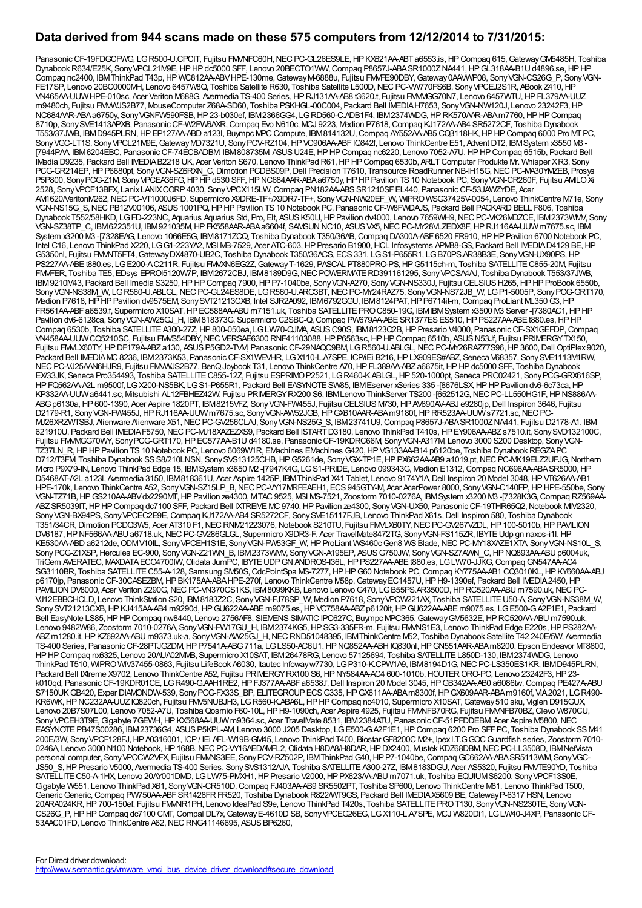## Data derived from 944 scans made on these 575 computers from 12/12/2014 to 7/31/2015:

Panasonic CF-19FDGCFWG, LG R500-U.CPCIT, Fujitsu FMVNFC60H, NEC PC-GL26ES9LE, HP KX621AA-ABT a6553.is, HP Compaq 615, Gateway GM5485H, Toshiba Dynabook R634/E25K, Sony VPCL21M9E, HP HP dc5000 SFF, Lenovo 20BECT01WW, Compaq P8657J-ABA SR1000Z NA441, HP GL318AA-B1U d4896.se, HP HP Compaq nc2400, IBM ThinkPad T43p, HP WC812AA-ABV HPE-130me, Gateway M-6888u, Fujitsu FMVFE90DBY, Gateway 0AAWP08, Sony VGN-CS26G_P, Sony VGN-FE17SP, Lenovo 20BC0000MH, Lenovo 6457W8Q, Toshiba Satellite R630, Toshiba Satellite L500D, NEC PC-VW770FS6B, Sony VPCEJ2S1R, ABook Z410, HP VN465AA-UUW HPE-010sc, Acer Veriton M688G, Avermedia TS-400 Series, HP RJ131AA-AB8 t3620.t, Fujitsu FMVMGG70N7, Lenovo 6457WTU, HP FL379AA-UUZ m9480ch, Fujitsu FMVWJS2B77, MouseComputer Z68A-SD60, Toshiba PSKHGL-00C004, Packard Bell IMEDIA H7653, Sony VGN-NW120J, Lenovo 23242F3, HP NC684AAR-ABA a6750y, Sony VGNFW590FSB, HP 23-b030ef, IBM 2366GG4, LG RD560-C.ADB1F4, IBM 2374WDG, HP RK570AAR-ABA m7760, HP HP Compaq 8710p, Sony SVE1413APXB, Panasonic CF-W2FW6AXR, Compaq Evo N610c, MCJ 9223, Medion P7618, Compaq KJ172AA-AB4 SR5272CF, Toshiba Dynabook T553/37JWB, IBM D945PLRN, HP EP127AA-ABD a123l, Buympc MPC Compute, IBM 814132U, Compaq AY552AA-AB5 CQ3118HK, HP HP Compaq 6000 Pro MT PC, Sony VGC-LT1S, Sony VPCL21M9E, Gateway MD7321U, Sony PCV-RZ104, HP VC906AA-ABF IQ842f, Lenovo ThinkCentre E51, Advent DT2, IBM System x3550 M3 -[7944PAA, IBM 6204EBC, Panasonic CF-74ECBADBM, IBM 808735M, ASUS U24E, HP HP Compaq nc6220, Lenovo 7052-A7U, HP HP Compaq 6515b, Packard Bell IMedia D9235, Packard Bell IMEDIA B2218 UK, Acer Veriton S670, Lenovo ThinkPad R61, HP HP Compaq 6530b, ARLT Computer Produkte Mr. Whisper X R3, Sony PCG-GR214EP, HP P6680pt, Sony VGN-SZ6RXN_C, Dimotion PCDBS09P, Dell Precision T7610, Transource RoadRunner NB-IH15G, NEC PC-MA30YMZEB, Prosys P5P800, Sony PCG-Z1M, Sony VPCEA36FG, HP HP d530 SFF, HP NC684AAR-ABA a6750y, HP HP Pavilion TS 10 Notebook PC, Sony VGN-CR260F, Fujitsu AMILO Xi 2528, Sony VPCF13BFX, Lanix LANIX CORP 4030, Sony VPCX115LW, Compaq PN182AA-ABS SR1210SF EL440, Panasonic CF-53JAWZYDE, Acer AM1620/VeritonM262, NEC PC-VT1000J6FD, Supermicro X9DRE-TF+/X9DR7-TF+, Sony VGN-NW20EF_W, WIPRO WSG37425V-0054, Lenovo ThinkCentre M71e, Sony VGN-NS15G_S, NEC PB12V00106, ASUS 1001PQ, HP HP Pavilion TS 10 Notebook PC, Panasonic CF-W8FWDAJS, Packard Bell PACKARD BELL F806, Toshiba Dynabook T552/58HKD, LG FD-223NC, Aquarius Aquarius Std, Pro, Elt, ASUS K50IJ, HP Pavilion dv4000, Lenovo 7659WH9, NEC PC-VK26MDZCE, IBM 2373WMV, Sony VGN-SZ38TP_C, IBM 622351U, IBM 921035M, HP FK558AAR-ABA a6604f, SAMSUN NC10, ASUS VX5, NEC PC-MY28VLZEDX8F, HP RJ116AA-UUW m7675.sc, IBM System x3200 M3 -[7328EAG, Lenovo 1066E5G, IBM 8171ZCQ, Toshiba Dynabook T350/36AB, Compaq DA300A-ABF 6520 FR910, HP HP Pavilion 6700 Notebook PC, Intel C16, Lenovo ThinkPad X220, LG G1-223YA2, MSI MB-7529, Acer ATC-603, HP Presario B1900, HCL Infosystems APM88-GS, Packard Bell IMEDIA D4129 BE, HP G5350nl, Fujitsu FMVNT5FT4, Gateway DX4870-UB2C, Toshiba Dynabook T350/36ACS, ECS 331, LG S1-P655R1, LG B70PS.AR38B3E, Sony VGN-UX90PS, HP PS227AA-ABE t880.es, LG E200-A.C211R, Fujitsu FMVXN6EG2Z, Gateway T-1629, PASCAL PT880PRO-PS, HP G5115ch-m, Toshiba SATELLITE C855-20M, Fujitsu FMVFER, Toshiba TE5, EDsys EPROI5120W7P, IBM 2672CBJ, IBM 8189D9G, NEC POWERMATE RD391161295, Sony VPCSA4AJ, Toshiba Dynabook T553/37JWB, IBM 9210M43, Packard Bell Imedia S3250, HP HP Compaq 7900, HP P7-1040be, Sony VGN-A270, Sony VGN-NS330J, Fujitsu CELSIUS H265, HP HP ProBook 6550b, Sony VGN-NS38M_W, LG R560-U.ABLGL, NEC PC-GL24ES8DE, LG R560-U.ARC3BT, NEC PC-MY24RAZ75, Sony VGN-NS72JB_W, LG P1-5005P, Sony PCG-GRT170, Medion P7618, HP HP Pavilion dv9575EM, Sony SVT21213CXB, Intel SJR2A092, IBM 6792GGU, IBM 8124PAT, HP P6714it-m, Compaq ProLiant ML350 G3, HP FR561AA-ABF a6539.f, Supermicro X10SAT, HP EC588AA-ABU m7151.uk, Toshiba SATELLITE PRO C850-19G, IBM IBM System x3500 M3 Server -[7380AC1, HP HP Pavilion dv6-6128ca, Sony VGN-AW25GJ_H, IBM 818373G, Supermicro C2SBC-Q, Compaq PW679AA-ABE SR1377ES ES510, HP PS227AA-ABE t880.es, HP HP Compaq 6530b, Toshiba SATELLITE A300-27Z, HP 800-050ea, LG LW70-QJMA, ASUS C90S, IBM 8123Q2B, HP Presario V4000, Panasonic CF-SX1GEFDP, Compaq VN458AA-UUW CQ5210SC, Fujitsu FMVS54DBY, NEC VERSAE6300 RNF41103088, HP P6563sc, HP HP Compaq 6510b, ASUS N53Jf, Fujitsu PRIMERGY TX150, Fujitsu FMVLX60TY, HP DF179A-ABZ a130, ASUS P5GD2-TVM, Panasonic CF-29NAQC9BM, LG R560-U.ABLGL, NEC PC-MY26RAZ77S96, HP 3600, Dell OptiPlex 9020, Packard Bell IMEDIA MC 8236, IBM 2373K53, Panasonic CF-SX1WEVHR, LG X110-L.A7SPE, ICP/iEi B216, HP LX909ES#ABZ, Seneca V68357, Sony SVE1113M1RW, NEC PC-VJ25AAN6HJR9, Fujitsu FMVWJS2B77, BenQ Joybook T31, Lenovo ThinkCentre A70, HP FL389AA-ABZ a6675it, HP HP dc5000 SFF, Toshiba Dynabook EX/33JK, Seneca Pro354493, Toshiba SATELLITE C855-12Z, Fujitsu ESPRIMO P2521, LG R460-K.ABLGL, HP 520-1000pt, Seneca PRO02421, Sony PCG-GRX616SP, HP FQ562AA-A2L m9500f, LG X200-NS5BK, LG S1-P655R1, Packard Bell EASYNOTE SW85, IBM Eserver xSeries 335 -[8676LSX, HP HP Pavilion dv6-6c73ca, HP KP332AA-UUW a6441.sc, Mitsubishi AL12FBHEZ42W, Fujitsu PRIMERGY RX200 S6, IBM Lenovo ThinkServer TS200 -[652512G, NEC PC-LL550HG1F, HP NS886AA-ABG p6130a, HP 600-1390, Acer Aspire 1820PT, IBM 8215VFZ, Sony VGN-FW455J, Fujitsu CELSIUS M730, HP AV890AV-ABJ e9280jp, Dell Inspiron 3646, Fujitsu D2179-R1, Sony VGN-FW455J, HP RJ116AA-UUW m7675.sc, Sony VGN-AW52JGB, HP GX610AAR-ABA m9180f, HP RR523AA-UUW s7721.sc, NEC PC-MJ26XRZWTSBJ, Alienware Alienware X51, NEC PC-GV256CLAJ, Sony VGN-NS25G_S, IBM 23741U9, Compaq P8657J-ABA SR1000Z NA441, Fujitsu D2178-A1, IBM 621910U, Packard Bell IMEDIA F5750, NEC PC-MJ18XAZEZXS9, Packard Bell ISTART D3180, Lenovo ThinkPad T410s, HP EY906AA-ABZ s7510.it, Sony SVD132100C, Fujitsu FMVMGG70WY, Sony PCG-GRT170, HP EC577AA-B1U d4180.se, Panasonic CF-19KDRC66M, Sony VGN-A317M, Lenovo 3000 S200 Desktop, Sony VGN-TZ37LN_R, HP HP Pavilion TS 10 Notebook PC, Lenovo 6069W1R, EMachines EMachines G420, HP VG133AA-B14 p6120be, Toshiba Dynabook REGZA PC D712/T3FM, Toshiba Dynabook SS S8/210LNSN, Sony SVS13125CHB, HP G5261de, Sony VGX-TP1E, HP PX662AA-AB9 a1019.pt, NEC PC-MK19ELZ2UFJG, Northern Micro P9X79-IN, Lenovo ThinkPad Edge 15, IBM System x3650 M2 -[7947K4G, LG S1-PRIDE, Lenovo 099343G, Medion E1312, Compaq NC696AA-ABA SR5000, HP D5468AT-A2L a123l, Avermedia 3150, IBM 818361U, Acer Aspire 1425P, IBM ThinkPad X41 Tablet, Lenovo 9174Y1A, Dell Inspiron 20 Model 3048, HP VT626AA-AB1 HPE-170k, Lenovo ThinkCentre A52, Sony VGN-SZ15LP_B, NEC PC-VY17MRFEAEH1, ECS 945GTY-M, Acer AcerPower 8000, Sony VGN-C140FP, HP HPE-550be, Sony VGN-TZ71B, HP GS210AA-ABV dx2290MT, HP Pavilion ze4300, MITAC 9525, MSI MS-7521, Zoostorm 7010-0276A, IBM System x3200 M3 -[7328K3G, Compaq RZ569AA-ABZ SR5039IT, HP HP Compaq dc7100 SFF, Packard Bell IXTREME MC 9740, HP Pavilion ze4300, Sony VGN-UX50, Panasonic CF-19THR65Q2, Notebook MIM2320, Sony VGN-BX94PS, Sony VPCEC2E9E, Compaq KJ172AA-AB4 SR5272CF, Sony SVE15117FJB, Lenovo ThinkPad X61s, Dell Inspiron 580, Toshiba Dynabook T351/34CR, Dimotion PCDQ3W5, Acer AT310 F1, NEC RNM21223076, Notebook S210TU, Fujitsu FMVLX60TY, NEC PC-GV267VZDL, HP 100-5010b, HP PAVILION DV6187, HP NF566AA-ABU a6718.uk, NEC PC-GV286GLGL, Supermicro X9DR3-F, Acer TravelMate8472TG, Sony VGN-FS115ZR, IBYTE Udp gn naxos-i1l, HP KE530AA-ABD a6212de, ODM V10IL, Sony VPCEH1S1E, Sony VGN-FW53GF_W, HP ProLiant WS460c Gen8 WS Blade, NEC PC-MY18XAZE1XTA, Sony VGN-NS10L_S, Sony PCG-Z1XSP, Hercules EC-900, Sony VGN-Z21WN_B, IBM 2373WMV, Sony VGN-A195EP, ASUS G750JW, Sony VGN-SZ7AWN_C, HP NQ893AA-ABU p6004uk, TriGem AVERATEC, MAXDATA ECO4700IW, Olidata JumPC, IBYTE UDP GN ANDROS-I36L, HP PS227AA-ABE t880.es, LG LW70-JJKG, Compaq GN547AA-AC4 SG3110BR, Toshiba SATELLITE C55-A-128, Samsung SM50S, CdcPointSpa MS-7277, HP HP G60 Notebook PC, Compaq KY775AA-AB1 CQ3010KL, HP KY660AA-ABJ p6010jp, Panasonic CF-30CASEZBM, HP BK175AA-ABA HPE-270f, Lenovo ThinkCentre M58p, Gateway EC1457U, HP H9-1390ef, Packard Bell IMEDIA 2450, HP PAVILION DV8000, Acer Veriton Z290G, NEC PC-VN370CS1KS, IBM 8099KKB, Lenovo Lenovo G470, LG B55PS.AR3500D, HP RC520AA-ABU m7590.uk, NEC PC-VJ12EBBCHCLD, Lenovo ThinkStation S20, IBM 8183Z2C, Sony VGN-FJ78SP_W, Medion P7618, Sony VPCW221AX, Toshiba SATELLITE U50-A, Sony VGN-NS38M_W, Sony SVT21213CXB, HP KJ415AA-AB4 m9290d, HP GU622AA-ABE m9075.es, HP VC758AA-ABZ p6120it, HP GU622AA-ABE m9075.es, LG E500-G.A2F1E1, Packard Bell EasyNote LS85, HP HP Compaq nw8440, Lenovo 2756AF8, SIEMENS SIMATIC IPC627C, Buympc MPC365, Gateway GM5632E, HP RC520AA-ABU m7590.uk, Lenovo 9482W86, Zoostorm 7010-0276A, Sony VGN-FW17GU_H, IBM 2374KG5, HP SG3-335FR-m, Fujitsu FMVNS1E3, Lenovo ThinkPad Edge E220s, HP PS282AA-ABZ m1280.it, HP KZ692AA-ABU m9373.uk-a, Sony VGN-AW25GJ_H, NEC RND51048395, IBM ThinkCentre M52, Toshiba Dynabook Satellite T42 240E/5W, Avermedia TS-400 Series, Panasonic CF-28PTJGZDM, HP P7541A-ABG 711a, LG LS50-AC6U1, HP NQ852AA-ABH IQ830nl, HP GN551AAR-ABA m8200, Epson Endeavor MT8800, HP HP Compaq nx6325, Lenovo 20AUA02MMB, Supermicro X10SAT, IBM 26478RG, Lenovo 57125694, Toshiba SATELLITE L850D-130, IBM 2374WDG, Lenovo ThinkPad T510, WIPRO WIV37455-0863, Fujitsu LifeBook A6030, Itautec Infoway W7730, LG P310-K.CPW1A9, IBM 8194D1G, NEC PC-LS350ES1KR, IBM D945PLRN, Packard Bell IXtreme X9702, Lenovo ThinkCentre A52, Fujitsu PRIMERGY RX100 S6, HP NY584AA-AC4 600-1010b, HOUTER ORO-PC, Lenovo 23242F3, HP 23-k010qd, Panasonic CF-19KDR01CE, LG R490-G.AAH1RE2, HP FJ377AA-ABF a6538.f, Dell Inspiron 20 Model 3045, HP GB342AA-AB0 a6086tw, Compaq PE427A-ABU S7150UK GB420, Exper DIAMONDW-539, Sony PCG-FX33S_BP, ELITEGROUP ECS G335, HP GX611AA-ABA m8300f, HP GX609AAR-ABA m9160f, VIA 2021, LG R490-KR6WK, HP NC232AA-UUZ IQ820ch, Fujitsu FMVSNUBJH3, LG R560-K.ABA6L, HP HP Compaq nc4010, Supermicro X10SAT, Gateway 510 sku, Viglen D915GUX, Lenovo 20B7S07L00, Lenovo 7052-A7U, Toshiba Qosmio F60-10L, HP H9-1090ch, Acer Aspire 4925, Fujitsu FMVNFB70RG, Fujitsu FMVNFB70BZ, Clevo W870CU, Sony VPCEH3T9E, Gigabyte 7GEWH, HP KX568AA-UUW m9364.sc, Acer TravelMate 8531, IBM 2384ATU, Panasonic CF-51PFDDEBM, Acer Aspire M5800, NEC EASYNOTE PB47S00286, IBM 23736G4, ASUS P5KPL-AM, Lenovo 3000 J205 Desktop, LG E500-G.A2F1E1, HP Compaq 6200 Pro SFF PC, Toshiba Dynabook SS M41 200E/3W, Sony VPCF128FJ, HP A0316001, ICP / IEi AFL-W19B-GM45, Lenovo ThinkPad T400, Biostar GF8200C M2+, Ipex I.T.G GOC Guardfish series, Zoostorm 7010-0246A, Lenovo 3000 N100 Notebook, HP 168B, NEC PC-VY16AEDAMFL2, Olidata H8DA8/H8DAR, HP DX2400, Mustek KDZ68DBM, NEC PC-LL3508D, IBM NetVista personal computer, Sony VPCCW2VFX, Fujitsu FMVNS3EE, Sony PCV-RZ502P, IBM ThinkPad G40, HP P7-1040be, Compaq GC662AA-ABA SR5113WM, Sony VGC-JS50_S, HP Presario V5000, Avermedia TS-400 Series, Sony SVS1312AJA, Toshiba SATELLITE A300-27Z, IBM 8183DGU, Acer AS5320, Fujitsu FMVTE90YD, Toshiba SATELLITE C50-A-1HX, Lenovo 20AY001DMD, LG LW75-PMXH1, HP Presario V2000, HP PX623AA-ABU m7071.uk, Toshiba EQUIUM S6200, Sony VPCF13S0E, Gigabyte W551, Lenovo ThinkPad X61, Sony VGN-CR510D, Compaq FJ403AA-AB9 SR5502PT, Toshiba SP600, Lenovo ThinkCentre M81, Lenovo ThinkPad T500, Generic Generic, Compaq PW750AA-ABF SR1428FR FR520, Toshiba Dynabook R822/WT9GS, Packard Bell IMEDIA X5609 BE, Gateway P-6317 HSN, Lenovo 20ARA024KR, HP 700-150ef, Fujitsu FMVNR1PH, Lenovo IdeaPad S9e, Lenovo ThinkPad T420s, Toshiba SATELLITE PRO T130, Sony VGN-NS230TE, Sony VGN-CS26G_P, HP HP Compaq dc7100 CMT, Compal DL7x, Gateway E-4610D SB, Sony VPCEG26EG, LG X110-L.A7SPE, MCJ W820Di1, LG LW40-J4XP, Panasonic CF-53AAC01FD, Lenovo ThinkCentre A62, NEC RNG41146695, ASUS BP6260,

For Direct driver download:
[http://www.semantic.gs/vmware_vmci_bus_device_driver_download#secure_download](http://www.semantic.gs/vmware_vmci_bus_device_driver_download#secure_download)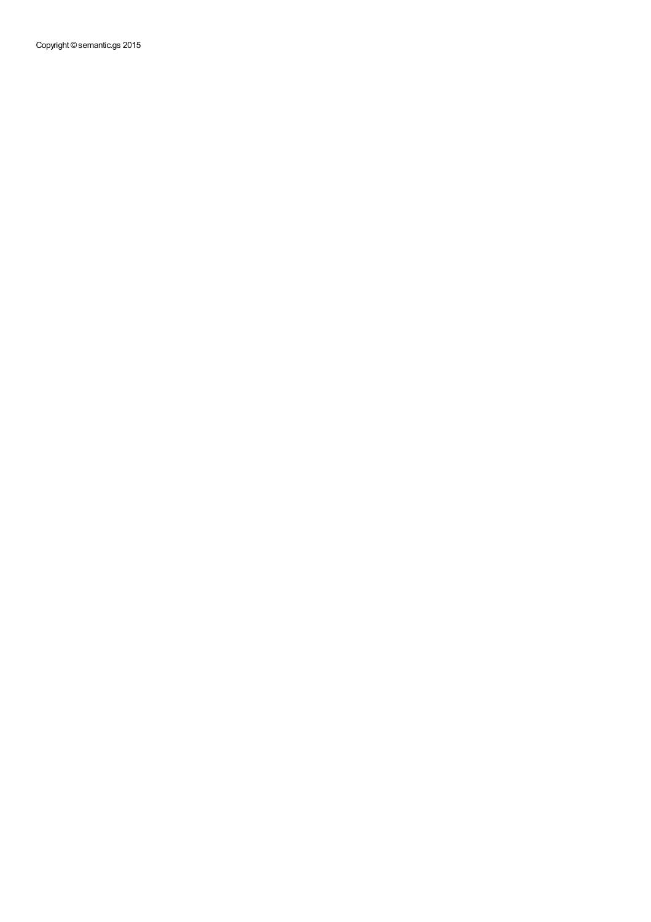Copyright © semantic.gs 2015